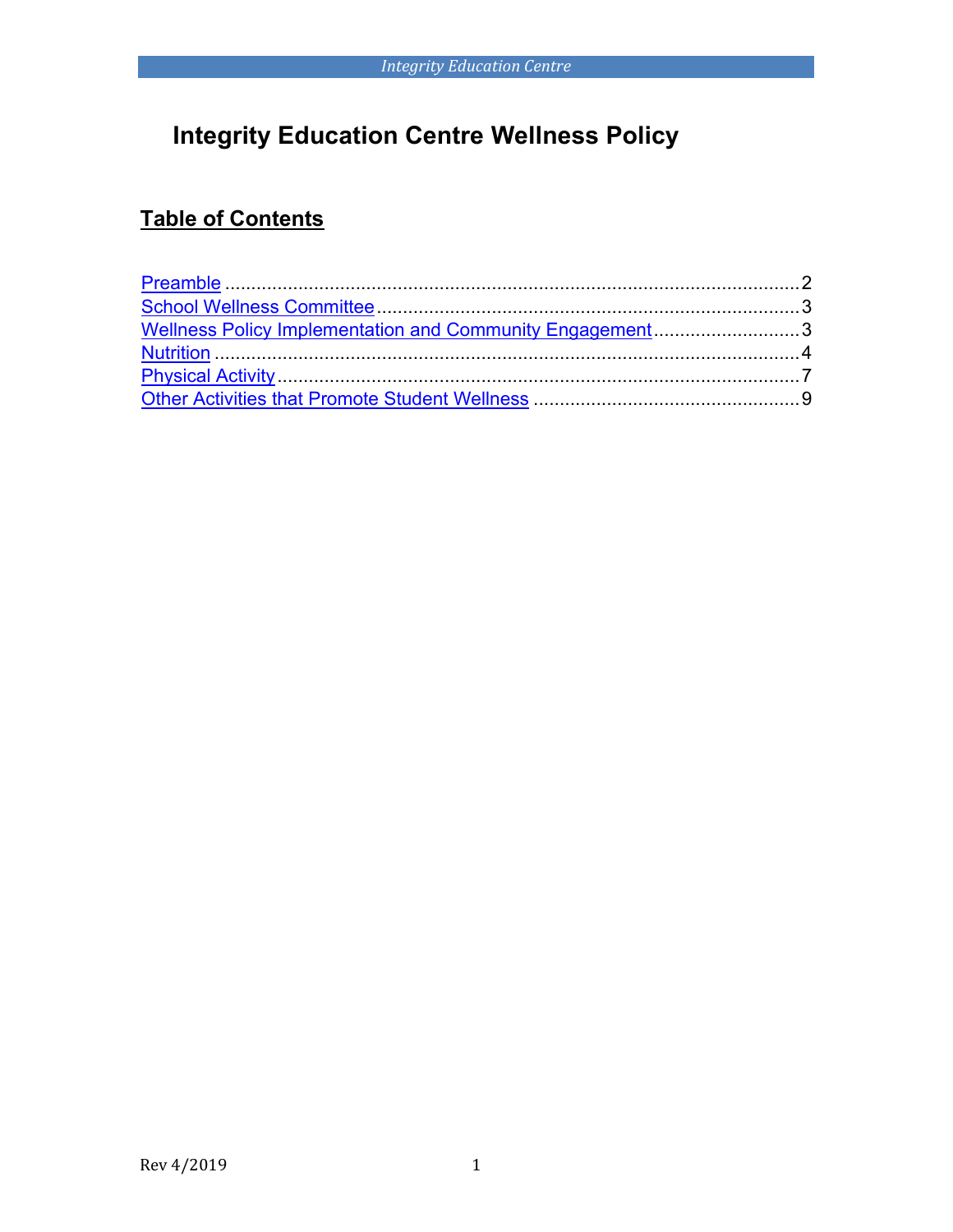# Integrity Education Centre Wellness Policy

## Table of Contents

Preamble ........................................................................................................ 2
School Wellness Committee .......................................................................... 3
Wellness Policy Implementation and Community Engagement ....................... 3
Nutrition ......................................................................................................... 4
Physical Activity ............................................................................................. 7
Other Activities that Promote Student Wellness ............................................ 9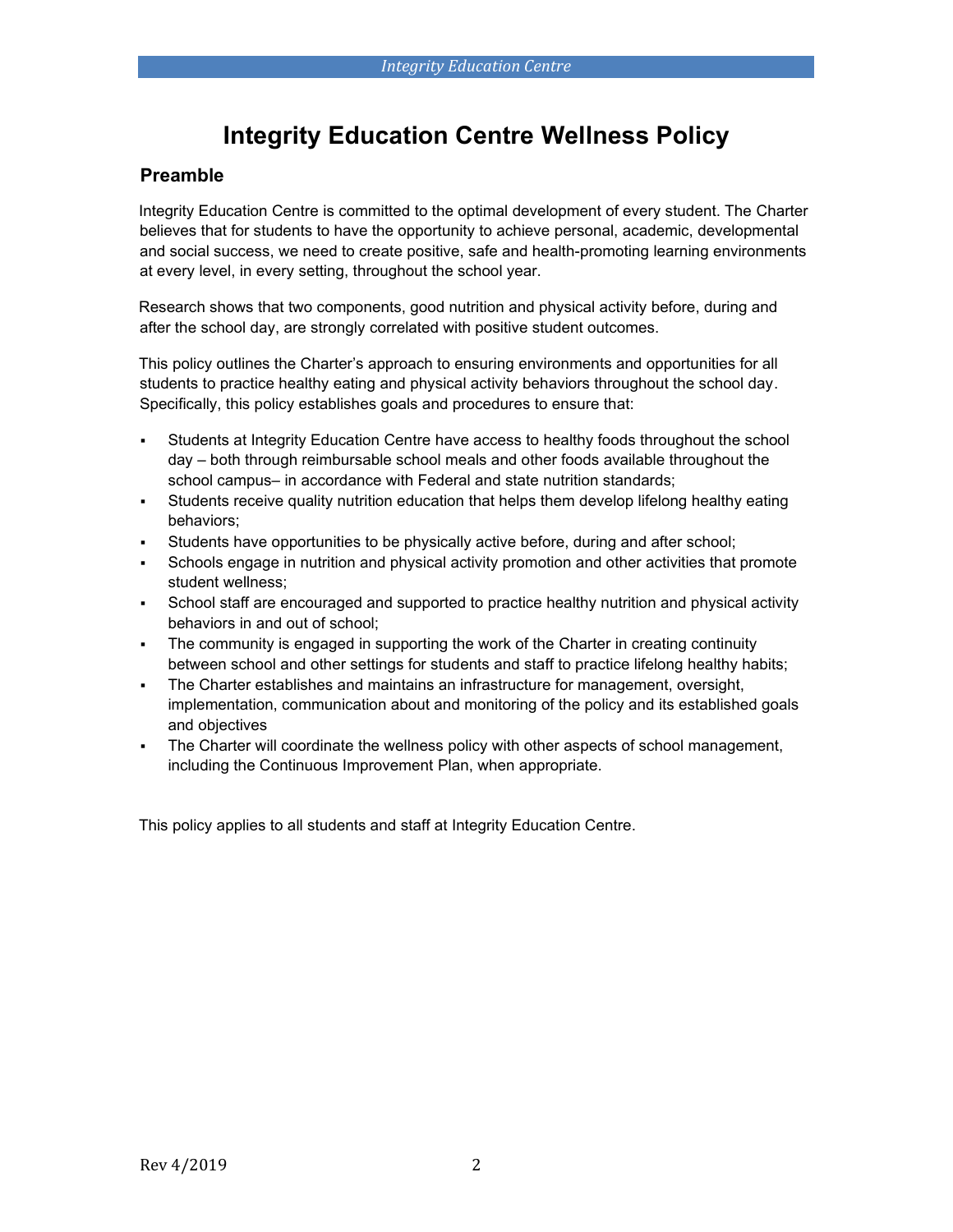# Integrity Education Centre Wellness Policy

## Preamble

Integrity Education Centre is committed to the optimal development of every student. The Charter believes that for students to have the opportunity to achieve personal, academic, developmental and social success, we need to create positive, safe and health-promoting learning environments at every level, in every setting, throughout the school year.

Research shows that two components, good nutrition and physical activity before, during and after the school day, are strongly correlated with positive student outcomes.

This policy outlines the Charter's approach to ensuring environments and opportunities for all students to practice healthy eating and physical activity behaviors throughout the school day. Specifically, this policy establishes goals and procedures to ensure that:

- Students at Integrity Education Centre have access to healthy foods throughout the school day – both through reimbursable school meals and other foods available throughout the school campus– in accordance with Federal and state nutrition standards;
- Students receive quality nutrition education that helps them develop lifelong healthy eating behaviors;
- Students have opportunities to be physically active before, during and after school;
- Schools engage in nutrition and physical activity promotion and other activities that promote student wellness;
- School staff are encouraged and supported to practice healthy nutrition and physical activity behaviors in and out of school;
- The community is engaged in supporting the work of the Charter in creating continuity between school and other settings for students and staff to practice lifelong healthy habits;
- The Charter establishes and maintains an infrastructure for management, oversight, implementation, communication about and monitoring of the policy and its established goals and objectives
- The Charter will coordinate the wellness policy with other aspects of school management, including the Continuous Improvement Plan, when appropriate.

This policy applies to all students and staff at Integrity Education Centre.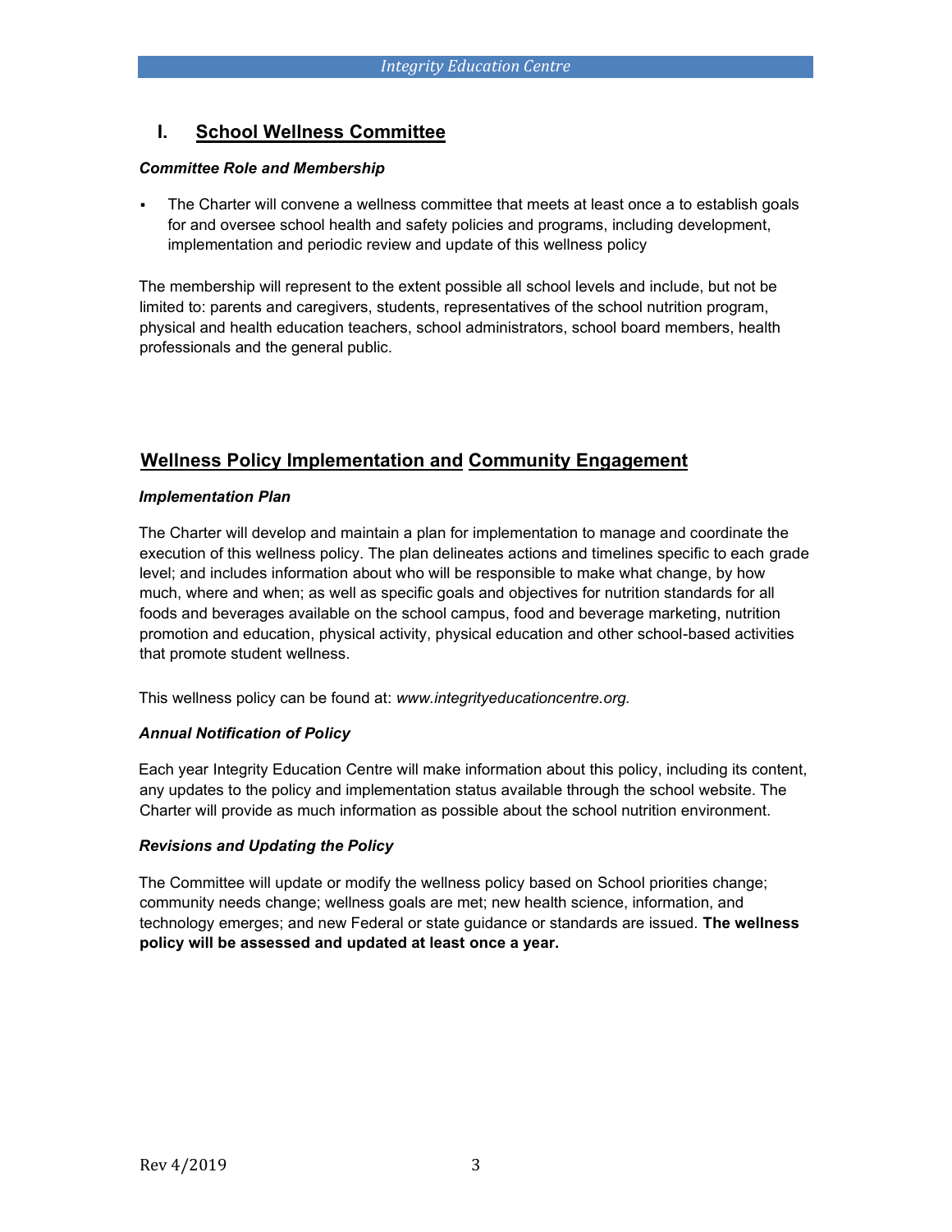## I. School Wellness Committee

***Committee Role and Membership***

- The Charter will convene a wellness committee that meets at least once a to establish goals for and oversee school health and safety policies and programs, including development, implementation and periodic review and update of this wellness policy

The membership will represent to the extent possible all school levels and include, but not be limited to: parents and caregivers, students, representatives of the school nutrition program, physical and health education teachers, school administrators, school board members, health professionals and the general public.

## Wellness Policy Implementation and Community Engagement

***Implementation Plan***

The Charter will develop and maintain a plan for implementation to manage and coordinate the execution of this wellness policy. The plan delineates actions and timelines specific to each grade level; and includes information about who will be responsible to make what change, by how much, where and when; as well as specific goals and objectives for nutrition standards for all foods and beverages available on the school campus, food and beverage marketing, nutrition promotion and education, physical activity, physical education and other school-based activities that promote student wellness.

This wellness policy can be found at: *www.integrityeducationcentre.org.*

***Annual Notification of Policy***

Each year Integrity Education Centre will make information about this policy, including its content, any updates to the policy and implementation status available through the school website. The Charter will provide as much information as possible about the school nutrition environment.

***Revisions and Updating the Policy***

The Committee will update or modify the wellness policy based on School priorities change; community needs change; wellness goals are met; new health science, information, and technology emerges; and new Federal or state guidance or standards are issued. **The wellness policy will be assessed and updated at least once a year.**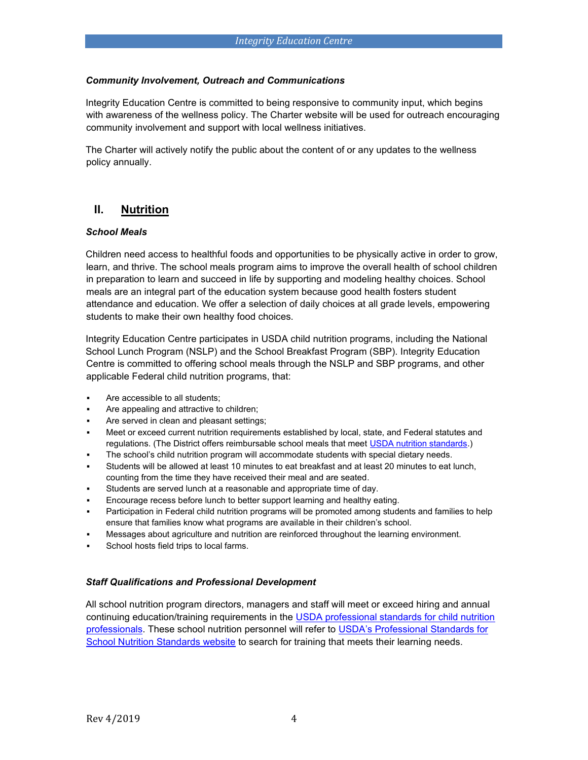***Community Involvement, Outreach and Communications***

Integrity Education Centre is committed to being responsive to community input, which begins with awareness of the wellness policy. The Charter website will be used for outreach encouraging community involvement and support with local wellness initiatives.

The Charter will actively notify the public about the content of or any updates to the wellness policy annually.

## II. Nutrition

***School Meals***

Children need access to healthful foods and opportunities to be physically active in order to grow, learn, and thrive. The school meals program aims to improve the overall health of school children in preparation to learn and succeed in life by supporting and modeling healthy choices. School meals are an integral part of the education system because good health fosters student attendance and education. We offer a selection of daily choices at all grade levels, empowering students to make their own healthy food choices.

Integrity Education Centre participates in USDA child nutrition programs, including the National School Lunch Program (NSLP) and the School Breakfast Program (SBP). Integrity Education Centre is committed to offering school meals through the NSLP and SBP programs, and other applicable Federal child nutrition programs, that:

- Are accessible to all students;
- Are appealing and attractive to children;
- Are served in clean and pleasant settings;
- Meet or exceed current nutrition requirements established by local, state, and Federal statutes and regulations. (The District offers reimbursable school meals that meet USDA nutrition standards.)
- The school's child nutrition program will accommodate students with special dietary needs.
- Students will be allowed at least 10 minutes to eat breakfast and at least 20 minutes to eat lunch, counting from the time they have received their meal and are seated.
- Students are served lunch at a reasonable and appropriate time of day.
- Encourage recess before lunch to better support learning and healthy eating.
- Participation in Federal child nutrition programs will be promoted among students and families to help ensure that families know what programs are available in their children's school.
- Messages about agriculture and nutrition are reinforced throughout the learning environment.
- School hosts field trips to local farms.

***Staff Qualifications and Professional Development***

All school nutrition program directors, managers and staff will meet or exceed hiring and annual continuing education/training requirements in the USDA professional standards for child nutrition professionals. These school nutrition personnel will refer to USDA's Professional Standards for School Nutrition Standards website to search for training that meets their learning needs.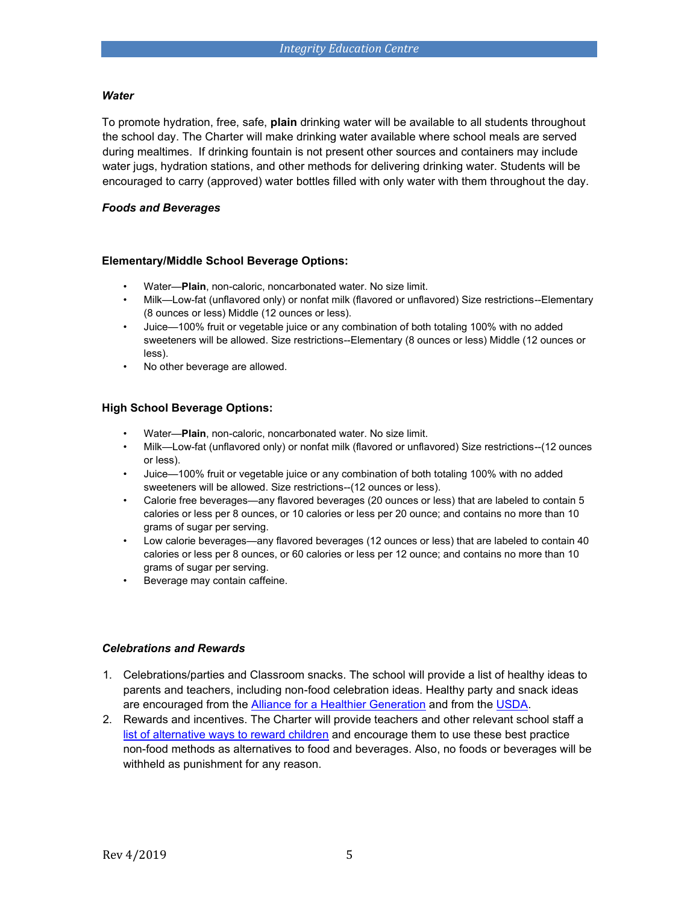***Water***

To promote hydration, free, safe, **plain** drinking water will be available to all students throughout the school day. The Charter will make drinking water available where school meals are served during mealtimes.  If drinking fountain is not present other sources and containers may include water jugs, hydration stations, and other methods for delivering drinking water. Students will be encouraged to carry (approved) water bottles filled with only water with them throughout the day.

***Foods and Beverages***

**Elementary/Middle School Beverage Options:**

- Water—**Plain**, non-caloric, noncarbonated water. No size limit.
- Milk—Low-fat (unflavored only) or nonfat milk (flavored or unflavored) Size restrictions--Elementary (8 ounces or less) Middle (12 ounces or less).
- Juice—100% fruit or vegetable juice or any combination of both totaling 100% with no added sweeteners will be allowed. Size restrictions--Elementary (8 ounces or less) Middle (12 ounces or less).
- No other beverage are allowed.

**High School Beverage Options:**

- Water—**Plain**, non-caloric, noncarbonated water. No size limit.
- Milk—Low-fat (unflavored only) or nonfat milk (flavored or unflavored) Size restrictions--(12 ounces or less).
- Juice—100% fruit or vegetable juice or any combination of both totaling 100% with no added sweeteners will be allowed. Size restrictions--(12 ounces or less).
- Calorie free beverages—any flavored beverages (20 ounces or less) that are labeled to contain 5 calories or less per 8 ounces, or 10 calories or less per 20 ounce; and contains no more than 10 grams of sugar per serving.
- Low calorie beverages—any flavored beverages (12 ounces or less) that are labeled to contain 40 calories or less per 8 ounces, or 60 calories or less per 12 ounce; and contains no more than 10 grams of sugar per serving.
- Beverage may contain caffeine.

***Celebrations and Rewards***

1. Celebrations/parties and Classroom snacks. The school will provide a list of healthy ideas to parents and teachers, including non-food celebration ideas. Healthy party and snack ideas are encouraged from the Alliance for a Healthier Generation and from the USDA.
2. Rewards and incentives. The Charter will provide teachers and other relevant school staff a list of alternative ways to reward children and encourage them to use these best practice non-food methods as alternatives to food and beverages. Also, no foods or beverages will be withheld as punishment for any reason.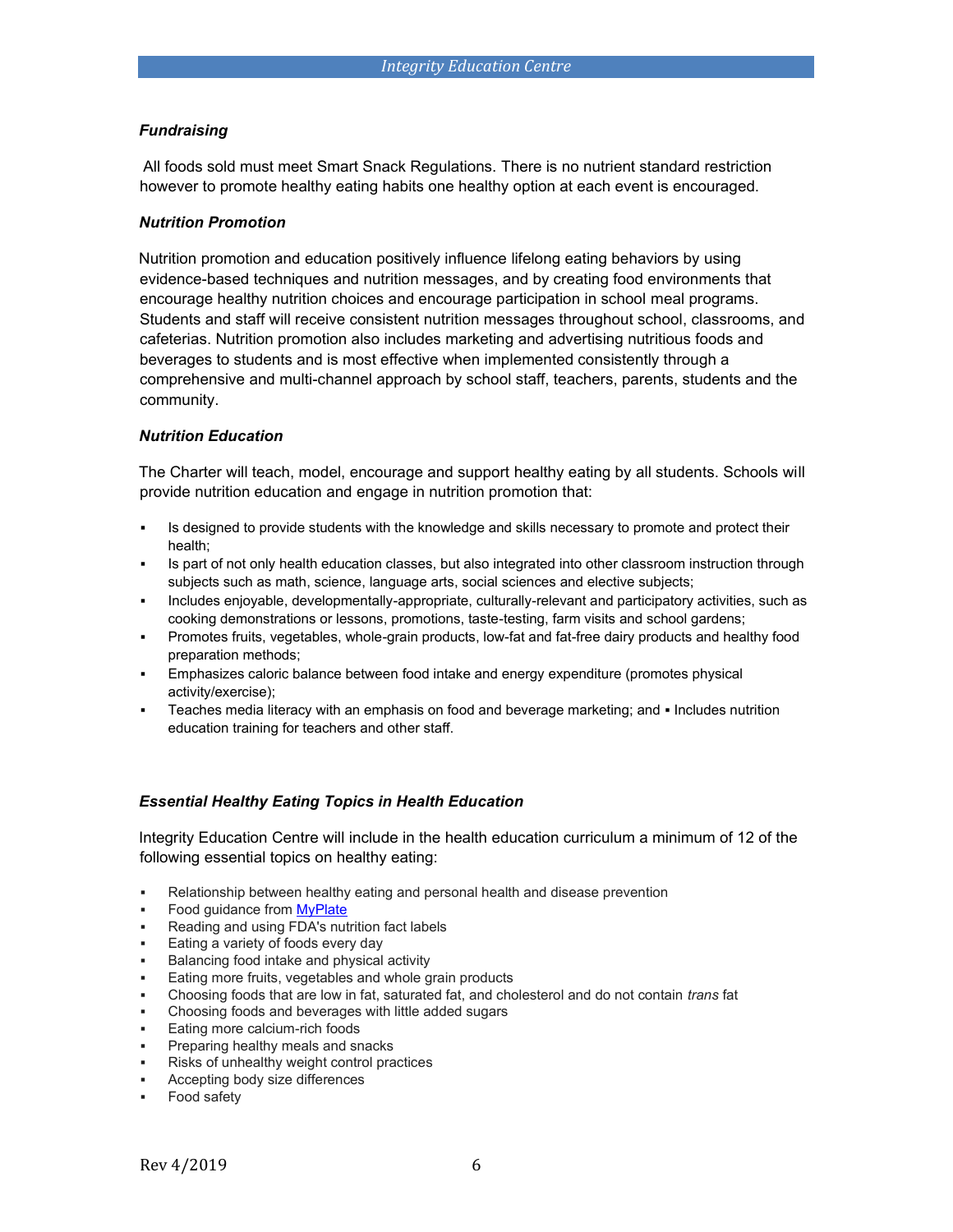### *Fundraising*

All foods sold must meet Smart Snack Regulations. There is no nutrient standard restriction however to promote healthy eating habits one healthy option at each event is encouraged.

### *Nutrition Promotion*

Nutrition promotion and education positively influence lifelong eating behaviors by using evidence-based techniques and nutrition messages, and by creating food environments that encourage healthy nutrition choices and encourage participation in school meal programs. Students and staff will receive consistent nutrition messages throughout school, classrooms, and cafeterias. Nutrition promotion also includes marketing and advertising nutritious foods and beverages to students and is most effective when implemented consistently through a comprehensive and multi-channel approach by school staff, teachers, parents, students and the community.

### *Nutrition Education*

The Charter will teach, model, encourage and support healthy eating by all students. Schools will provide nutrition education and engage in nutrition promotion that:

- Is designed to provide students with the knowledge and skills necessary to promote and protect their health;
- Is part of not only health education classes, but also integrated into other classroom instruction through subjects such as math, science, language arts, social sciences and elective subjects;
- Includes enjoyable, developmentally-appropriate, culturally-relevant and participatory activities, such as cooking demonstrations or lessons, promotions, taste-testing, farm visits and school gardens;
- Promotes fruits, vegetables, whole-grain products, low-fat and fat-free dairy products and healthy food preparation methods;
- Emphasizes caloric balance between food intake and energy expenditure (promotes physical activity/exercise);
- Teaches media literacy with an emphasis on food and beverage marketing; and ▪ Includes nutrition education training for teachers and other staff.

### *Essential Healthy Eating Topics in Health Education*

Integrity Education Centre will include in the health education curriculum a minimum of 12 of the following essential topics on healthy eating:

- Relationship between healthy eating and personal health and disease prevention
- Food guidance from MyPlate
- Reading and using FDA's nutrition fact labels
- Eating a variety of foods every day
- Balancing food intake and physical activity
- Eating more fruits, vegetables and whole grain products
- Choosing foods that are low in fat, saturated fat, and cholesterol and do not contain *trans* fat
- Choosing foods and beverages with little added sugars
- Eating more calcium-rich foods
- Preparing healthy meals and snacks
- Risks of unhealthy weight control practices
- Accepting body size differences
- Food safety

Rev 4/2019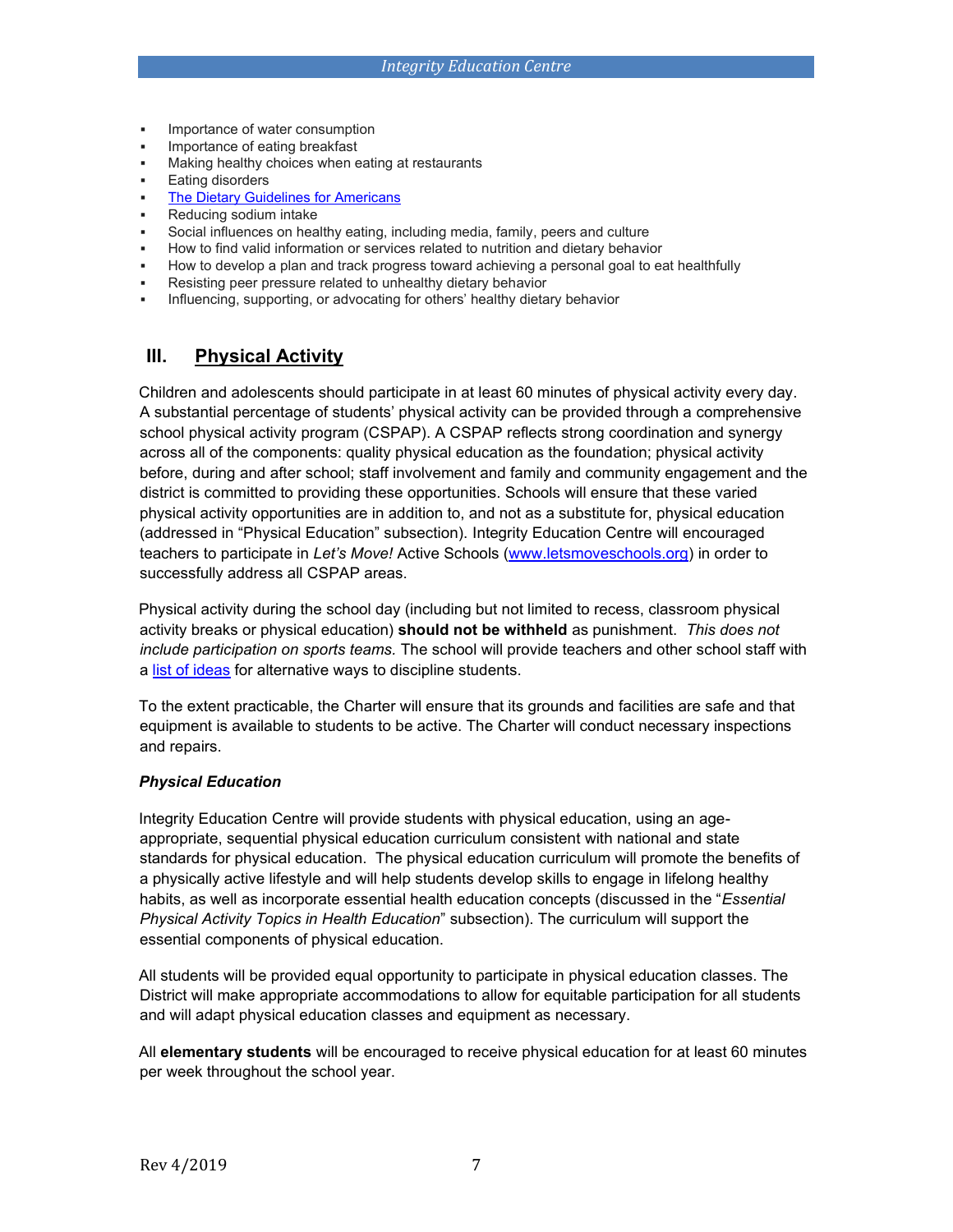- Importance of water consumption
- Importance of eating breakfast
- Making healthy choices when eating at restaurants
- Eating disorders
- [The Dietary Guidelines for Americans]()
- Reducing sodium intake
- Social influences on healthy eating, including media, family, peers and culture
- How to find valid information or services related to nutrition and dietary behavior
- How to develop a plan and track progress toward achieving a personal goal to eat healthfully
- Resisting peer pressure related to unhealthy dietary behavior
- Influencing, supporting, or advocating for others' healthy dietary behavior

## III. Physical Activity

Children and adolescents should participate in at least 60 minutes of physical activity every day. A substantial percentage of students' physical activity can be provided through a comprehensive school physical activity program (CSPAP). A CSPAP reflects strong coordination and synergy across all of the components: quality physical education as the foundation; physical activity before, during and after school; staff involvement and family and community engagement and the district is committed to providing these opportunities. Schools will ensure that these varied physical activity opportunities are in addition to, and not as a substitute for, physical education (addressed in "Physical Education" subsection). Integrity Education Centre will encouraged teachers to participate in *Let's Move!* Active Schools (www.letsmoveschools.org) in order to successfully address all CSPAP areas.

Physical activity during the school day (including but not limited to recess, classroom physical activity breaks or physical education) **should not be withheld** as punishment. *This does not include participation on sports teams.* The school will provide teachers and other school staff with a [list of ideas]() for alternative ways to discipline students.

To the extent practicable, the Charter will ensure that its grounds and facilities are safe and that equipment is available to students to be active. The Charter will conduct necessary inspections and repairs.

### *Physical Education*

Integrity Education Centre will provide students with physical education, using an age-appropriate, sequential physical education curriculum consistent with national and state standards for physical education. The physical education curriculum will promote the benefits of a physically active lifestyle and will help students develop skills to engage in lifelong healthy habits, as well as incorporate essential health education concepts (discussed in the "*Essential Physical Activity Topics in Health Education*" subsection). The curriculum will support the essential components of physical education.

All students will be provided equal opportunity to participate in physical education classes. The District will make appropriate accommodations to allow for equitable participation for all students and will adapt physical education classes and equipment as necessary.

All **elementary students** will be encouraged to receive physical education for at least 60 minutes per week throughout the school year.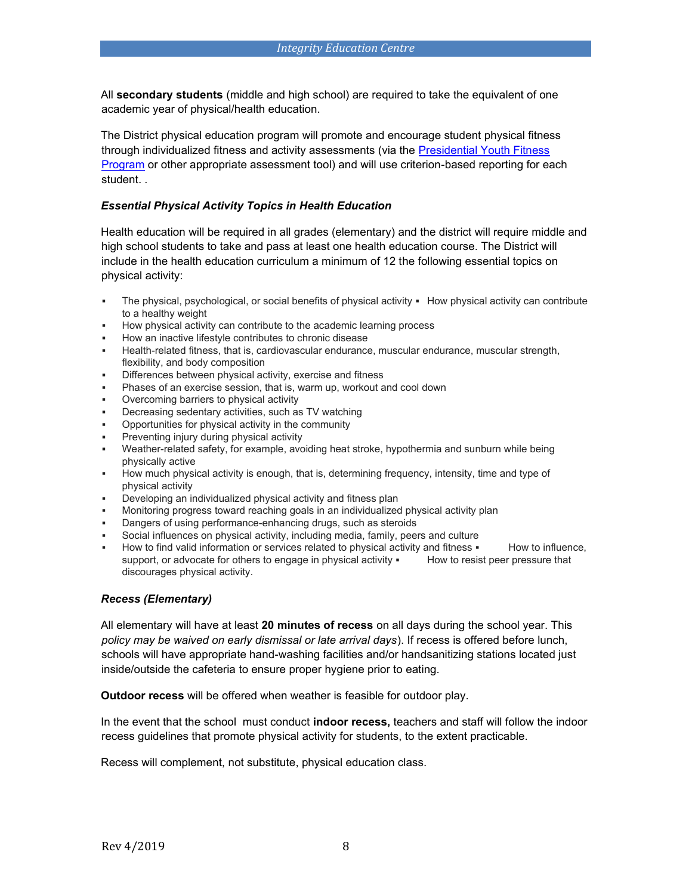All **secondary students** (middle and high school) are required to take the equivalent of one academic year of physical/health education.

The District physical education program will promote and encourage student physical fitness through individualized fitness and activity assessments (via the [Presidential Youth Fitness Program]() or other appropriate assessment tool) and will use criterion-based reporting for each student. .

### *Essential Physical Activity Topics in Health Education*

Health education will be required in all grades (elementary) and the district will require middle and high school students to take and pass at least one health education course. The District will include in the health education curriculum a minimum of 12 the following essential topics on physical activity:

- The physical, psychological, or social benefits of physical activity
- How physical activity can contribute to a healthy weight
- How physical activity can contribute to the academic learning process
- How an inactive lifestyle contributes to chronic disease
- Health-related fitness, that is, cardiovascular endurance, muscular endurance, muscular strength, flexibility, and body composition
- Differences between physical activity, exercise and fitness
- Phases of an exercise session, that is, warm up, workout and cool down
- Overcoming barriers to physical activity
- Decreasing sedentary activities, such as TV watching
- Opportunities for physical activity in the community
- Preventing injury during physical activity
- Weather-related safety, for example, avoiding heat stroke, hypothermia and sunburn while being physically active
- How much physical activity is enough, that is, determining frequency, intensity, time and type of physical activity
- Developing an individualized physical activity and fitness plan
- Monitoring progress toward reaching goals in an individualized physical activity plan
- Dangers of using performance-enhancing drugs, such as steroids
- Social influences on physical activity, including media, family, peers and culture
- How to find valid information or services related to physical activity and fitness
- How to influence, support, or advocate for others to engage in physical activity
- How to resist peer pressure that discourages physical activity.

### *Recess (Elementary)*

All elementary will have at least **20 minutes of recess** on all days during the school year. This *policy may be waived on early dismissal or late arrival days*). If recess is offered before lunch, schools will have appropriate hand-washing facilities and/or handsanitizing stations located just inside/outside the cafeteria to ensure proper hygiene prior to eating.

**Outdoor recess** will be offered when weather is feasible for outdoor play.

In the event that the school must conduct **indoor recess,** teachers and staff will follow the indoor recess guidelines that promote physical activity for students, to the extent practicable.

Recess will complement, not substitute, physical education class.

Rev 4/2019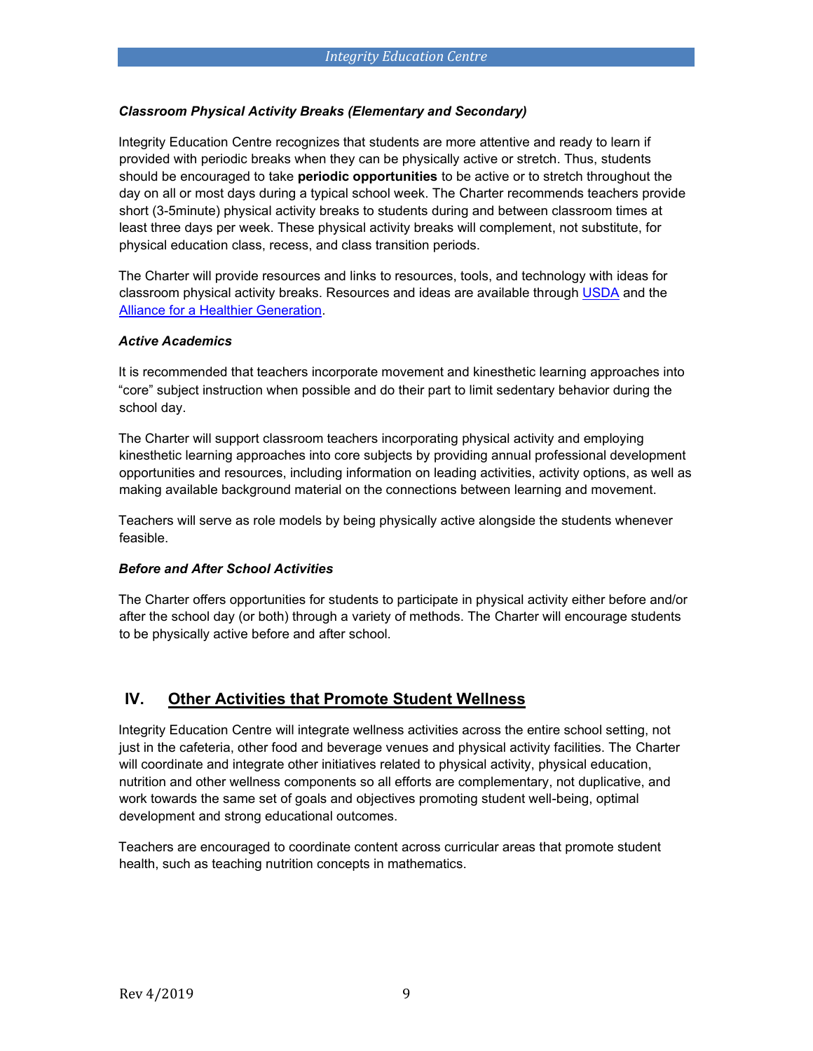***Classroom Physical Activity Breaks (Elementary and Secondary)***

Integrity Education Centre recognizes that students are more attentive and ready to learn if provided with periodic breaks when they can be physically active or stretch. Thus, students should be encouraged to take **periodic opportunities** to be active or to stretch throughout the day on all or most days during a typical school week. The Charter recommends teachers provide short (3-5minute) physical activity breaks to students during and between classroom times at least three days per week. These physical activity breaks will complement, not substitute, for physical education class, recess, and class transition periods.

The Charter will provide resources and links to resources, tools, and technology with ideas for classroom physical activity breaks. Resources and ideas are available through USDA and the Alliance for a Healthier Generation.

***Active Academics***

It is recommended that teachers incorporate movement and kinesthetic learning approaches into "core" subject instruction when possible and do their part to limit sedentary behavior during the school day.

The Charter will support classroom teachers incorporating physical activity and employing kinesthetic learning approaches into core subjects by providing annual professional development opportunities and resources, including information on leading activities, activity options, as well as making available background material on the connections between learning and movement.

Teachers will serve as role models by being physically active alongside the students whenever feasible.

***Before and After School Activities***

The Charter offers opportunities for students to participate in physical activity either before and/or after the school day (or both) through a variety of methods. The Charter will encourage students to be physically active before and after school.

## IV. Other Activities that Promote Student Wellness

Integrity Education Centre will integrate wellness activities across the entire school setting, not just in the cafeteria, other food and beverage venues and physical activity facilities. The Charter will coordinate and integrate other initiatives related to physical activity, physical education, nutrition and other wellness components so all efforts are complementary, not duplicative, and work towards the same set of goals and objectives promoting student well-being, optimal development and strong educational outcomes.

Teachers are encouraged to coordinate content across curricular areas that promote student health, such as teaching nutrition concepts in mathematics.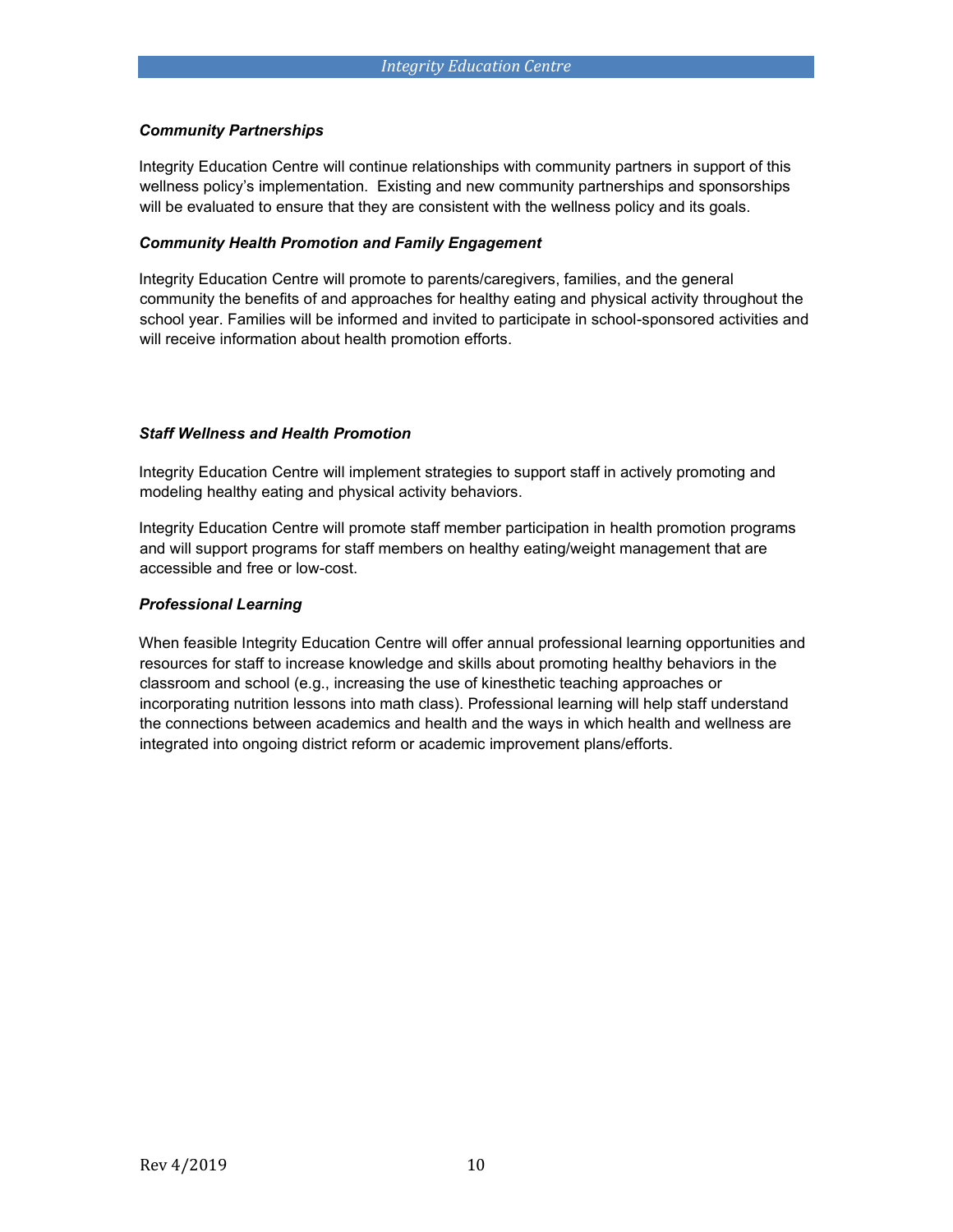***Community Partnerships***

Integrity Education Centre will continue relationships with community partners in support of this wellness policy's implementation. Existing and new community partnerships and sponsorships will be evaluated to ensure that they are consistent with the wellness policy and its goals.

***Community Health Promotion and Family Engagement***

Integrity Education Centre will promote to parents/caregivers, families, and the general community the benefits of and approaches for healthy eating and physical activity throughout the school year. Families will be informed and invited to participate in school-sponsored activities and will receive information about health promotion efforts.

***Staff Wellness and Health Promotion***

Integrity Education Centre will implement strategies to support staff in actively promoting and modeling healthy eating and physical activity behaviors.

Integrity Education Centre will promote staff member participation in health promotion programs and will support programs for staff members on healthy eating/weight management that are accessible and free or low-cost.

***Professional Learning***

When feasible Integrity Education Centre will offer annual professional learning opportunities and resources for staff to increase knowledge and skills about promoting healthy behaviors in the classroom and school (e.g., increasing the use of kinesthetic teaching approaches or incorporating nutrition lessons into math class). Professional learning will help staff understand the connections between academics and health and the ways in which health and wellness are integrated into ongoing district reform or academic improvement plans/efforts.